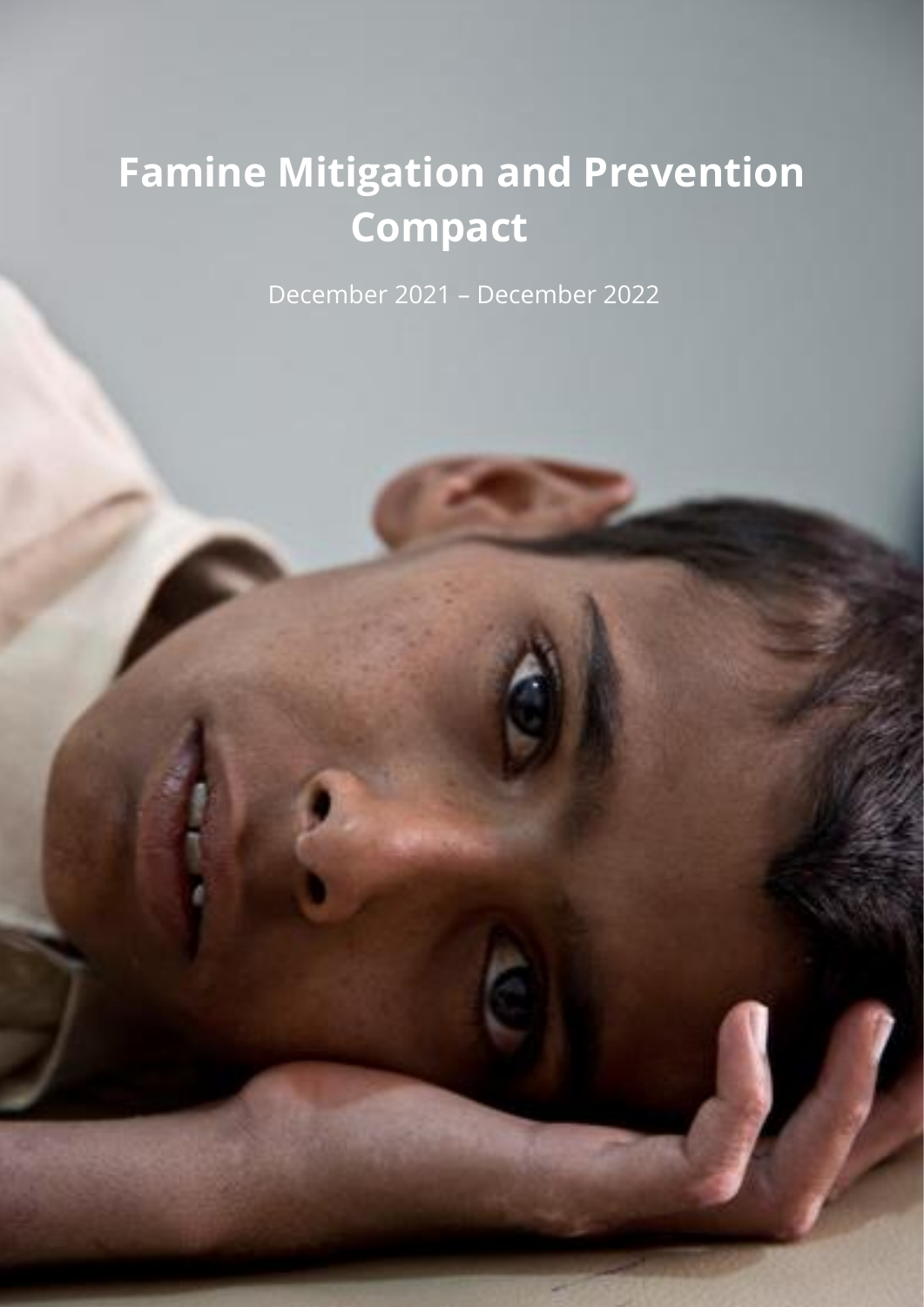# Famine Mitigation and Prevention Compact

December 2021 – December 2022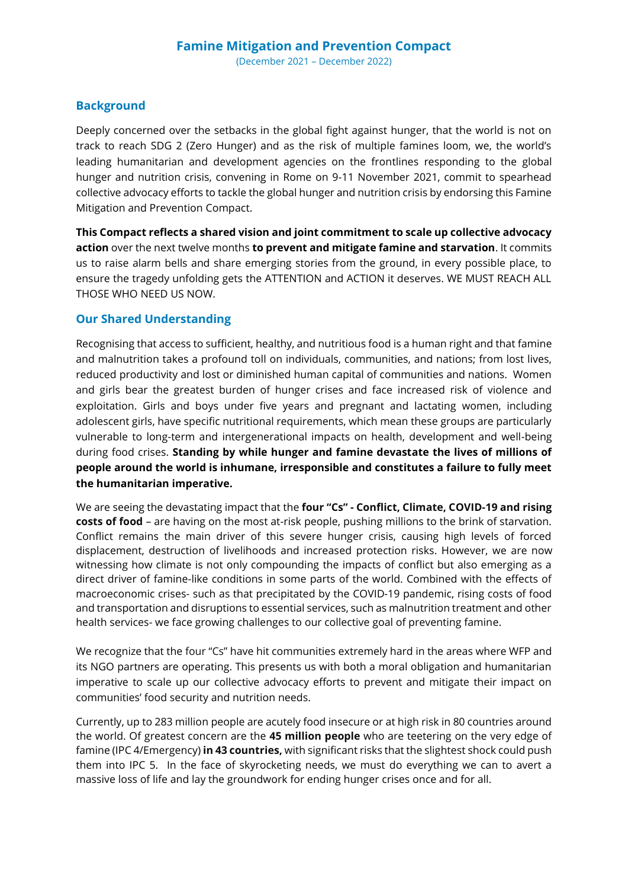# Famine Mitigation and Prevention Compact

(December 2021 – December 2022)

## Background

Deeply concerned over the setbacks in the global fight against hunger, that the world is not on track to reach SDG 2 (Zero Hunger) and as the risk of multiple famines loom, we, the world's leading humanitarian and development agencies on the frontlines responding to the global hunger and nutrition crisis, convening in Rome on 9-11 November 2021, commit to spearhead collective advocacy efforts to tackle the global hunger and nutrition crisis by endorsing this Famine Mitigation and Prevention Compact.

**This Compact reflects a shared vision and joint commitment to scale up collective advocacy action** over the next twelve months **to prevent and mitigate famine and starvation**. It commits us to raise alarm bells and share emerging stories from the ground, in every possible place, to ensure the tragedy unfolding gets the ATTENTION and ACTION it deserves. WE MUST REACH ALL THOSE WHO NEED US NOW.

## Our Shared Understanding

Recognising that access to sufficient, healthy, and nutritious food is a human right and that famine and malnutrition takes a profound toll on individuals, communities, and nations; from lost lives, reduced productivity and lost or diminished human capital of communities and nations. Women and girls bear the greatest burden of hunger crises and face increased risk of violence and exploitation. Girls and boys under five years and pregnant and lactating women, including adolescent girls, have specific nutritional requirements, which mean these groups are particularly vulnerable to long-term and intergenerational impacts on health, development and well-being during food crises. **Standing by while hunger and famine devastate the lives of millions of people around the world is inhumane, irresponsible and constitutes a failure to fully meet the humanitarian imperative.**

We are seeing the devastating impact that the **four "Cs" - Conflict, Climate, COVID-19 and rising costs of food** – are having on the most at-risk people, pushing millions to the brink of starvation. Conflict remains the main driver of this severe hunger crisis, causing high levels of forced displacement, destruction of livelihoods and increased protection risks. However, we are now witnessing how climate is not only compounding the impacts of conflict but also emerging as a direct driver of famine-like conditions in some parts of the world. Combined with the effects of macroeconomic crises- such as that precipitated by the COVID-19 pandemic, rising costs of food and transportation and disruptions to essential services, such as malnutrition treatment and other health services- we face growing challenges to our collective goal of preventing famine.

We recognize that the four "Cs" have hit communities extremely hard in the areas where WFP and its NGO partners are operating. This presents us with both a moral obligation and humanitarian imperative to scale up our collective advocacy efforts to prevent and mitigate their impact on communities' food security and nutrition needs.

Currently, up to 283 million people are acutely food insecure or at high risk in 80 countries around the world. Of greatest concern are the **45 million people** who are teetering on the very edge of famine (IPC 4/Emergency) **in 43 countries,** with significant risks that the slightest shock could push them into IPC 5. In the face of skyrocketing needs, we must do everything we can to avert a massive loss of life and lay the groundwork for ending hunger crises once and for all.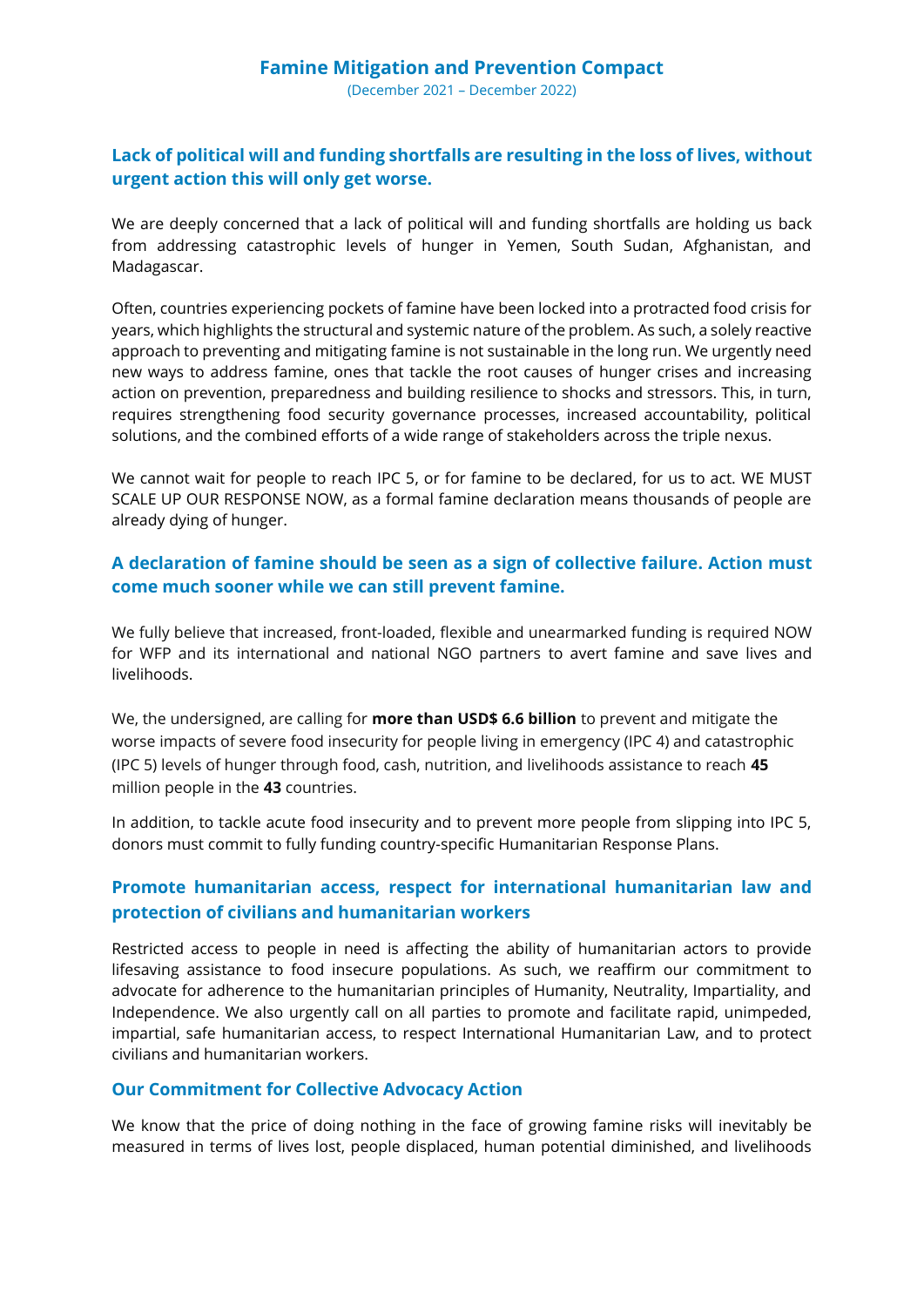# Famine Mitigation and Prevention Compact

(December 2021 – December 2022)

## Lack of political will and funding shortfalls are resulting in the loss of lives, without urgent action this will only get worse.

We are deeply concerned that a lack of political will and funding shortfalls are holding us back from addressing catastrophic levels of hunger in Yemen, South Sudan, Afghanistan, and Madagascar.

Often, countries experiencing pockets of famine have been locked into a protracted food crisis for years, which highlights the structural and systemic nature of the problem. As such, a solely reactive approach to preventing and mitigating famine is not sustainable in the long run. We urgently need new ways to address famine, ones that tackle the root causes of hunger crises and increasing action on prevention, preparedness and building resilience to shocks and stressors. This, in turn, requires strengthening food security governance processes, increased accountability, political solutions, and the combined efforts of a wide range of stakeholders across the triple nexus.

We cannot wait for people to reach IPC 5, or for famine to be declared, for us to act. WE MUST SCALE UP OUR RESPONSE NOW, as a formal famine declaration means thousands of people are already dying of hunger.

## A declaration of famine should be seen as a sign of collective failure. Action must come much sooner while we can still prevent famine.

We fully believe that increased, front-loaded, flexible and unearmarked funding is required NOW for WFP and its international and national NGO partners to avert famine and save lives and livelihoods.

We, the undersigned, are calling for **more than USD$ 6.6 billion** to prevent and mitigate the worse impacts of severe food insecurity for people living in emergency (IPC 4) and catastrophic (IPC 5) levels of hunger through food, cash, nutrition, and livelihoods assistance to reach **45** million people in the **43** countries.

In addition, to tackle acute food insecurity and to prevent more people from slipping into IPC 5, donors must commit to fully funding country-specific Humanitarian Response Plans.

## Promote humanitarian access, respect for international humanitarian law and protection of civilians and humanitarian workers

Restricted access to people in need is affecting the ability of humanitarian actors to provide lifesaving assistance to food insecure populations. As such, we reaffirm our commitment to advocate for adherence to the humanitarian principles of Humanity, Neutrality, Impartiality, and Independence. We also urgently call on all parties to promote and facilitate rapid, unimpeded, impartial, safe humanitarian access, to respect International Humanitarian Law, and to protect civilians and humanitarian workers.

## Our Commitment for Collective Advocacy Action

We know that the price of doing nothing in the face of growing famine risks will inevitably be measured in terms of lives lost, people displaced, human potential diminished, and livelihoods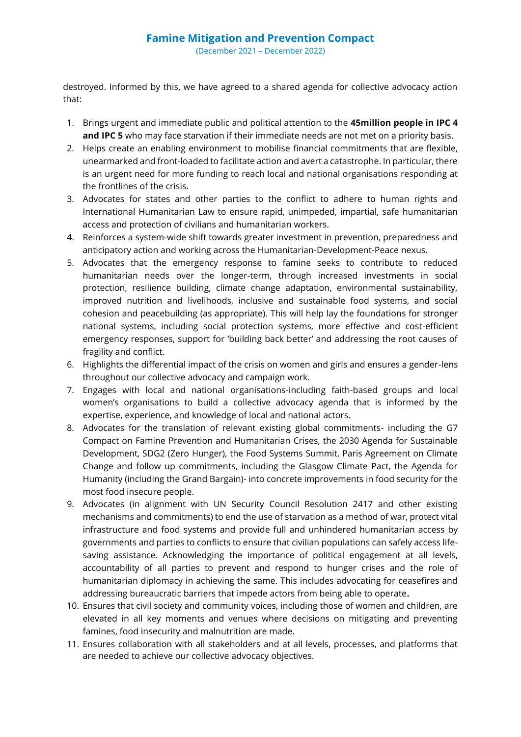destroyed. Informed by this, we have agreed to a shared agenda for collective advocacy action that:

1. Brings urgent and immediate public and political attention to the **45million people in IPC 4 and IPC 5** who may face starvation if their immediate needs are not met on a priority basis.
2. Helps create an enabling environment to mobilise financial commitments that are flexible, unearmarked and front-loaded to facilitate action and avert a catastrophe. In particular, there is an urgent need for more funding to reach local and national organisations responding at the frontlines of the crisis.
3. Advocates for states and other parties to the conflict to adhere to human rights and International Humanitarian Law to ensure rapid, unimpeded, impartial, safe humanitarian access and protection of civilians and humanitarian workers.
4. Reinforces a system-wide shift towards greater investment in prevention, preparedness and anticipatory action and working across the Humanitarian-Development-Peace nexus.
5. Advocates that the emergency response to famine seeks to contribute to reduced humanitarian needs over the longer-term, through increased investments in social protection, resilience building, climate change adaptation, environmental sustainability, improved nutrition and livelihoods, inclusive and sustainable food systems, and social cohesion and peacebuilding (as appropriate). This will help lay the foundations for stronger national systems, including social protection systems, more effective and cost-efficient emergency responses, support for 'building back better' and addressing the root causes of fragility and conflict.
6. Highlights the differential impact of the crisis on women and girls and ensures a gender-lens throughout our collective advocacy and campaign work.
7. Engages with local and national organisations-including faith-based groups and local women's organisations to build a collective advocacy agenda that is informed by the expertise, experience, and knowledge of local and national actors.
8. Advocates for the translation of relevant existing global commitments- including the G7 Compact on Famine Prevention and Humanitarian Crises, the 2030 Agenda for Sustainable Development, SDG2 (Zero Hunger), the Food Systems Summit, Paris Agreement on Climate Change and follow up commitments, including the Glasgow Climate Pact, the Agenda for Humanity (including the Grand Bargain)- into concrete improvements in food security for the most food insecure people.
9. Advocates (in alignment with UN Security Council Resolution 2417 and other existing mechanisms and commitments) to end the use of starvation as a method of war, protect vital infrastructure and food systems and provide full and unhindered humanitarian access by governments and parties to conflicts to ensure that civilian populations can safely access life-saving assistance. Acknowledging the importance of political engagement at all levels, accountability of all parties to prevent and respond to hunger crises and the role of humanitarian diplomacy in achieving the same. This includes advocating for ceasefires and addressing bureaucratic barriers that impede actors from being able to operate**.**
10. Ensures that civil society and community voices, including those of women and children, are elevated in all key moments and venues where decisions on mitigating and preventing famines, food insecurity and malnutrition are made.
11. Ensures collaboration with all stakeholders and at all levels, processes, and platforms that are needed to achieve our collective advocacy objectives.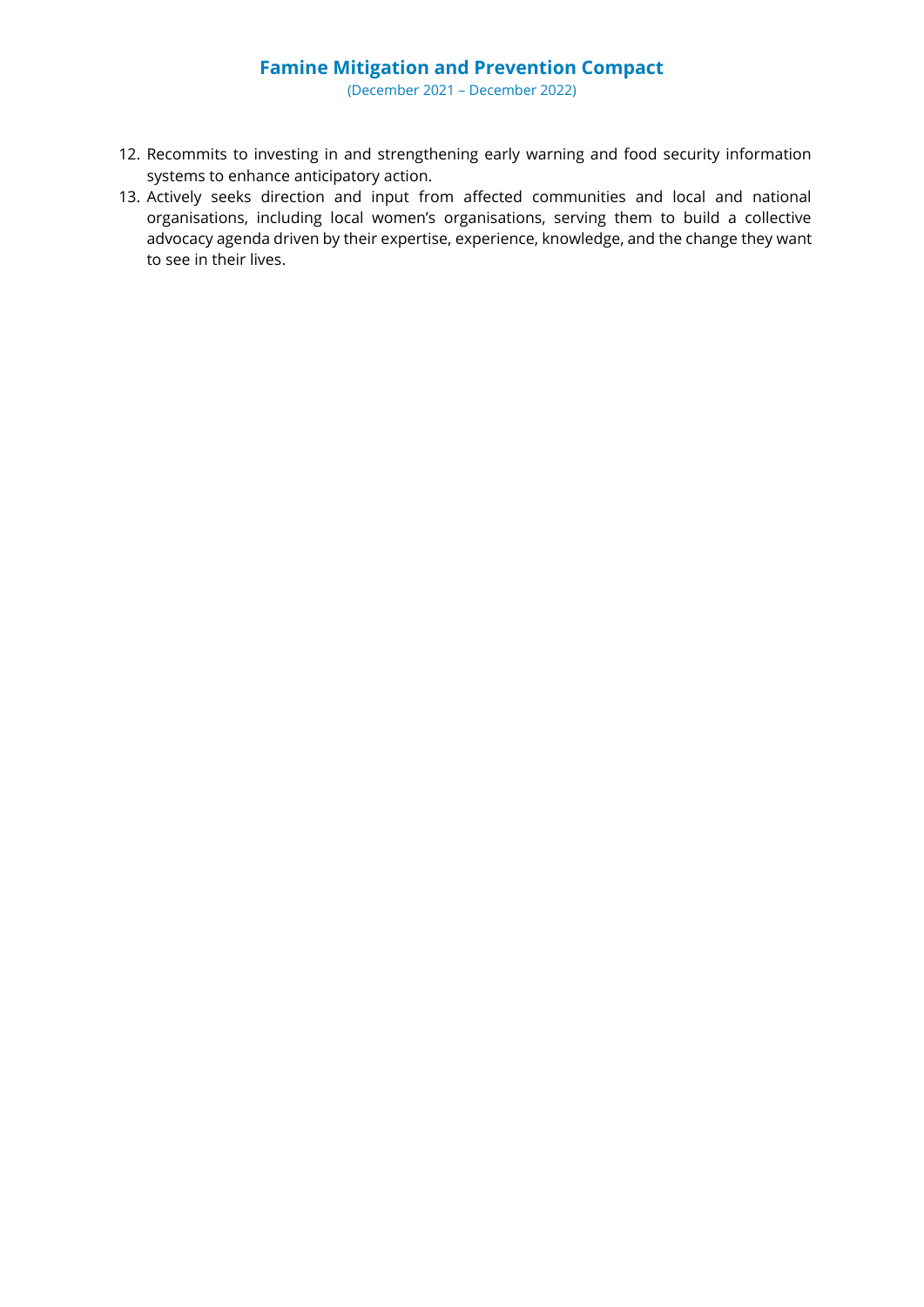12. Recommits to investing in and strengthening early warning and food security information systems to enhance anticipatory action.
13. Actively seeks direction and input from affected communities and local and national organisations, including local women's organisations, serving them to build a collective advocacy agenda driven by their expertise, experience, knowledge, and the change they want to see in their lives.